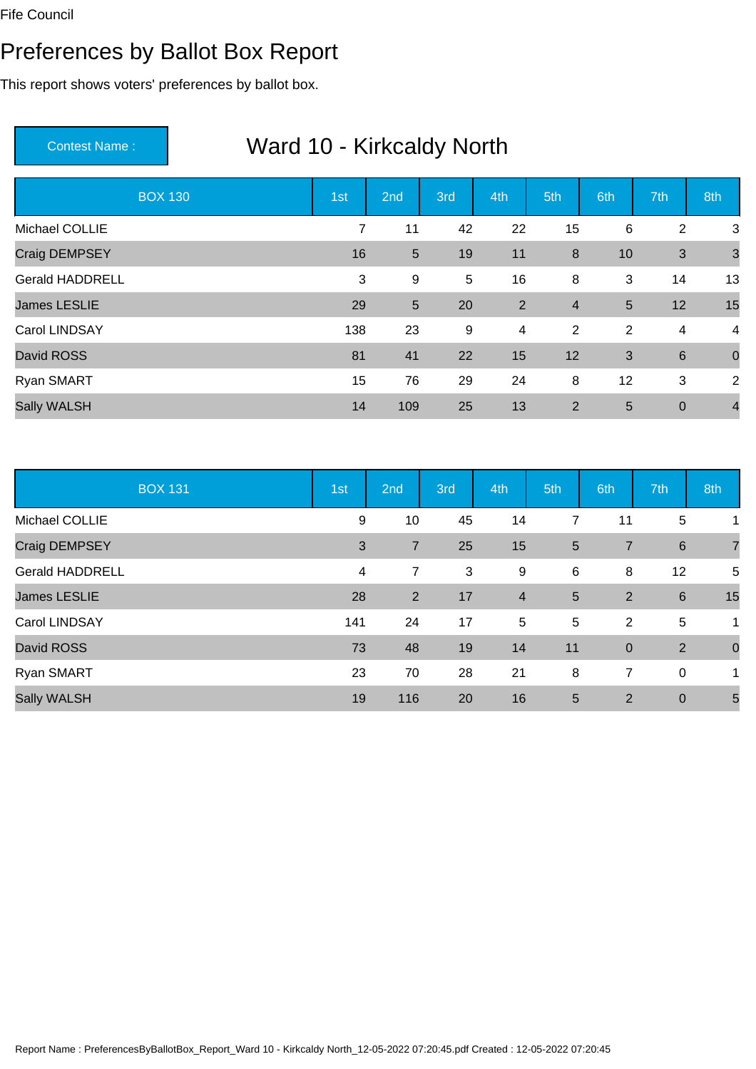Fife Council

# Preferences by Ballot Box Report

This report shows voters' preferences by ballot box.

**Contest Name :** Ward 10 - Kirkcaldy North

| BOX 130 | 1st | 2nd | 3rd | 4th | 5th | 6th | 7th | 8th |
|---|---|---|---|---|---|---|---|---|
| Michael COLLIE | 7 | 11 | 42 | 22 | 15 | 6 | 2 | 3 |
| Craig DEMPSEY | 16 | 5 | 19 | 11 | 8 | 10 | 3 | 3 |
| Gerald HADDRELL | 3 | 9 | 5 | 16 | 8 | 3 | 14 | 13 |
| James LESLIE | 29 | 5 | 20 | 2 | 4 | 5 | 12 | 15 |
| Carol LINDSAY | 138 | 23 | 9 | 4 | 2 | 2 | 4 | 4 |
| David ROSS | 81 | 41 | 22 | 15 | 12 | 3 | 6 | 0 |
| Ryan SMART | 15 | 76 | 29 | 24 | 8 | 12 | 3 | 2 |
| Sally WALSH | 14 | 109 | 25 | 13 | 2 | 5 | 0 | 4 |

| BOX 131 | 1st | 2nd | 3rd | 4th | 5th | 6th | 7th | 8th |
|---|---|---|---|---|---|---|---|---|
| Michael COLLIE | 9 | 10 | 45 | 14 | 7 | 11 | 5 | 1 |
| Craig DEMPSEY | 3 | 7 | 25 | 15 | 5 | 7 | 6 | 7 |
| Gerald HADDRELL | 4 | 7 | 3 | 9 | 6 | 8 | 12 | 5 |
| James LESLIE | 28 | 2 | 17 | 4 | 5 | 2 | 6 | 15 |
| Carol LINDSAY | 141 | 24 | 17 | 5 | 5 | 2 | 5 | 1 |
| David ROSS | 73 | 48 | 19 | 14 | 11 | 0 | 2 | 0 |
| Ryan SMART | 23 | 70 | 28 | 21 | 8 | 7 | 0 | 1 |
| Sally WALSH | 19 | 116 | 20 | 16 | 5 | 2 | 0 | 5 |

Report Name : PreferencesByBallotBox_Report_Ward 10 - Kirkcaldy North_12-05-2022 07:20:45.pdf Created : 12-05-2022 07:20:45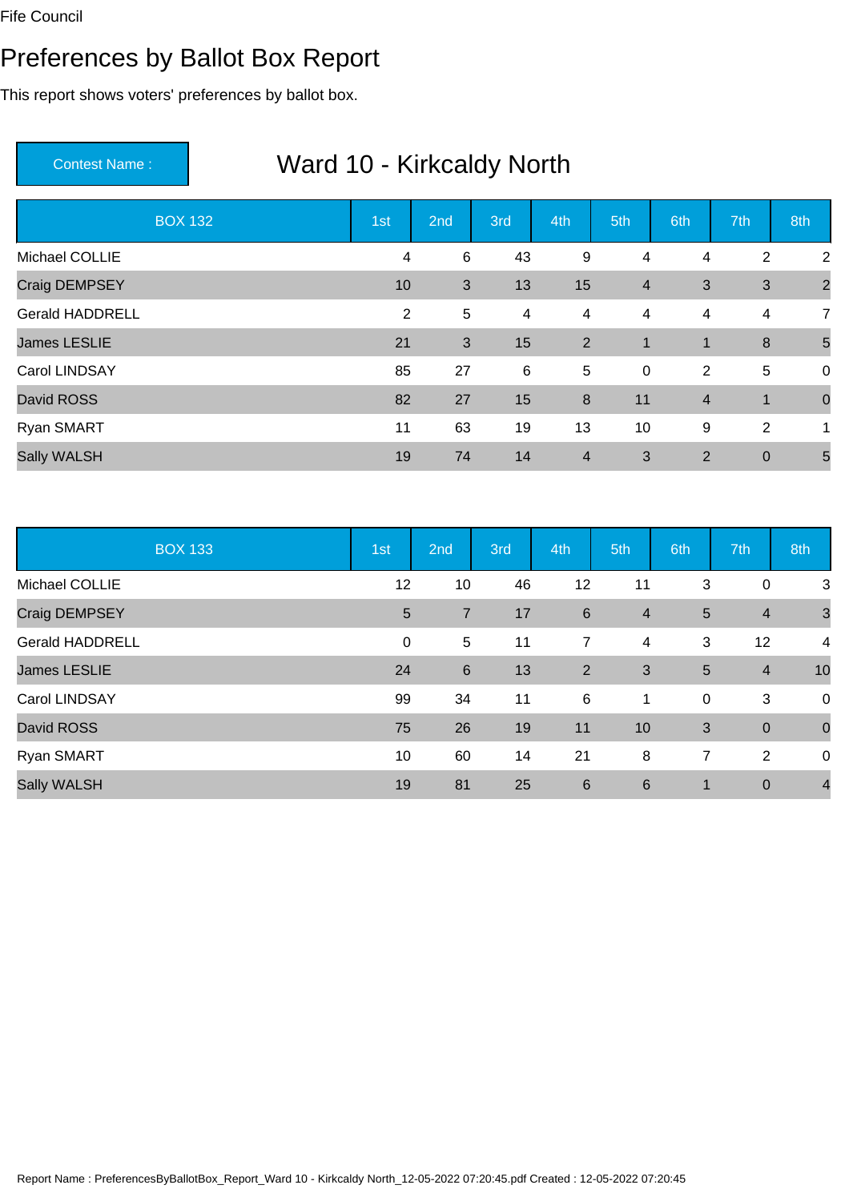Fife Council

# Preferences by Ballot Box Report

This report shows voters' preferences by ballot box.

**Contest Name :** Ward 10 - Kirkcaldy North

| BOX 132 | 1st | 2nd | 3rd | 4th | 5th | 6th | 7th | 8th |
|---|---|---|---|---|---|---|---|---|
| Michael COLLIE | 4 | 6 | 43 | 9 | 4 | 4 | 2 | 2 |
| Craig DEMPSEY | 10 | 3 | 13 | 15 | 4 | 3 | 3 | 2 |
| Gerald HADDRELL | 2 | 5 | 4 | 4 | 4 | 4 | 4 | 7 |
| James LESLIE | 21 | 3 | 15 | 2 | 1 | 1 | 8 | 5 |
| Carol LINDSAY | 85 | 27 | 6 | 5 | 0 | 2 | 5 | 0 |
| David ROSS | 82 | 27 | 15 | 8 | 11 | 4 | 1 | 0 |
| Ryan SMART | 11 | 63 | 19 | 13 | 10 | 9 | 2 | 1 |
| Sally WALSH | 19 | 74 | 14 | 4 | 3 | 2 | 0 | 5 |

| BOX 133 | 1st | 2nd | 3rd | 4th | 5th | 6th | 7th | 8th |
|---|---|---|---|---|---|---|---|---|
| Michael COLLIE | 12 | 10 | 46 | 12 | 11 | 3 | 0 | 3 |
| Craig DEMPSEY | 5 | 7 | 17 | 6 | 4 | 5 | 4 | 3 |
| Gerald HADDRELL | 0 | 5 | 11 | 7 | 4 | 3 | 12 | 4 |
| James LESLIE | 24 | 6 | 13 | 2 | 3 | 5 | 4 | 10 |
| Carol LINDSAY | 99 | 34 | 11 | 6 | 1 | 0 | 3 | 0 |
| David ROSS | 75 | 26 | 19 | 11 | 10 | 3 | 0 | 0 |
| Ryan SMART | 10 | 60 | 14 | 21 | 8 | 7 | 2 | 0 |
| Sally WALSH | 19 | 81 | 25 | 6 | 6 | 1 | 0 | 4 |

Report Name : PreferencesByBallotBox_Report_Ward 10 - Kirkcaldy North_12-05-2022 07:20:45.pdf Created : 12-05-2022 07:20:45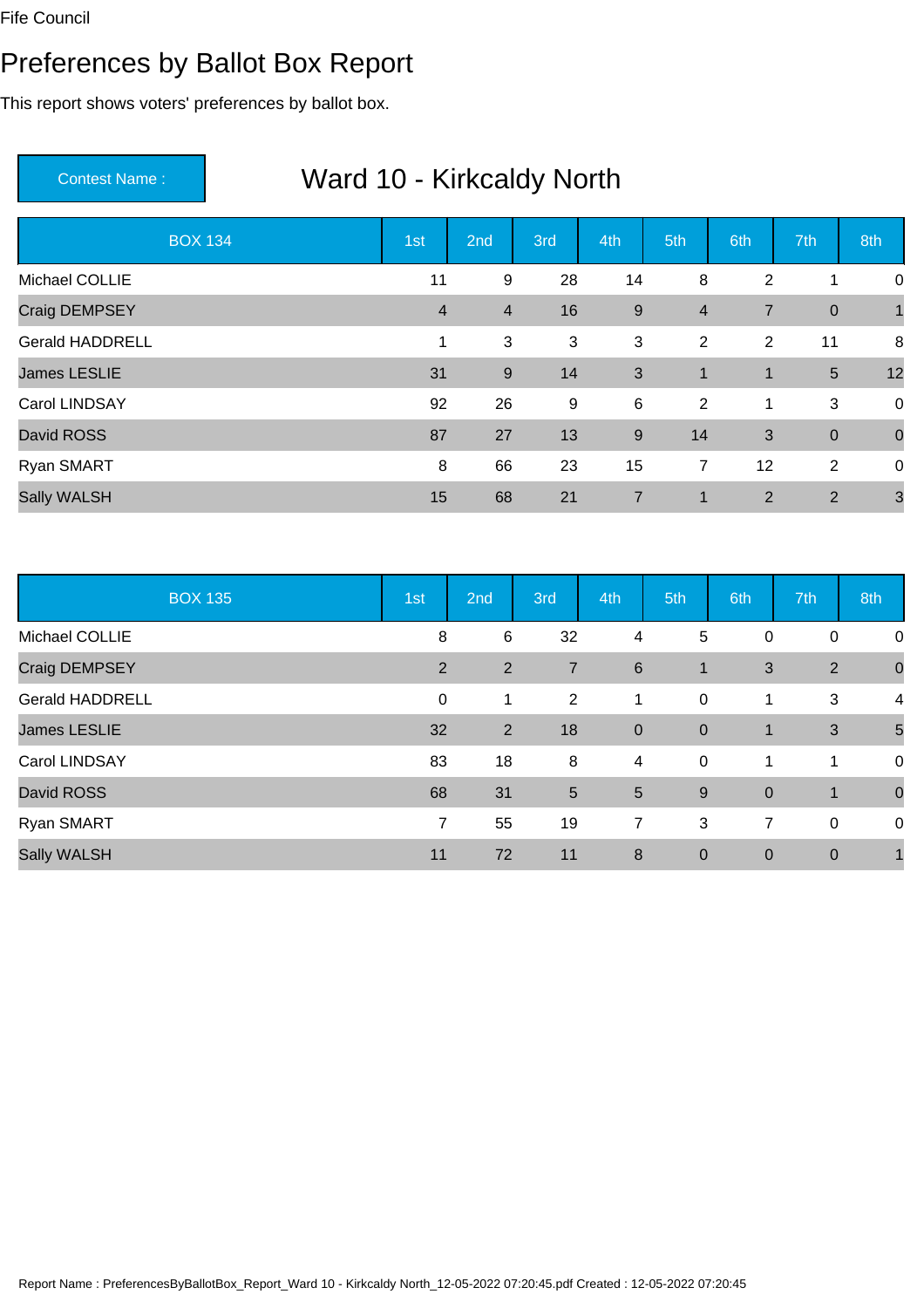Fife Council

# Preferences by Ballot Box Report

This report shows voters' preferences by ballot box.

**Contest Name :** Ward 10 - Kirkcaldy North

| BOX 134 | 1st | 2nd | 3rd | 4th | 5th | 6th | 7th | 8th |
|---|---|---|---|---|---|---|---|---|
| Michael COLLIE | 11 | 9 | 28 | 14 | 8 | 2 | 1 | 0 |
| Craig DEMPSEY | 4 | 4 | 16 | 9 | 4 | 7 | 0 | 1 |
| Gerald HADDRELL | 1 | 3 | 3 | 3 | 2 | 2 | 11 | 8 |
| James LESLIE | 31 | 9 | 14 | 3 | 1 | 1 | 5 | 12 |
| Carol LINDSAY | 92 | 26 | 9 | 6 | 2 | 1 | 3 | 0 |
| David ROSS | 87 | 27 | 13 | 9 | 14 | 3 | 0 | 0 |
| Ryan SMART | 8 | 66 | 23 | 15 | 7 | 12 | 2 | 0 |
| Sally WALSH | 15 | 68 | 21 | 7 | 1 | 2 | 2 | 3 |

| BOX 135 | 1st | 2nd | 3rd | 4th | 5th | 6th | 7th | 8th |
|---|---|---|---|---|---|---|---|---|
| Michael COLLIE | 8 | 6 | 32 | 4 | 5 | 0 | 0 | 0 |
| Craig DEMPSEY | 2 | 2 | 7 | 6 | 1 | 3 | 2 | 0 |
| Gerald HADDRELL | 0 | 1 | 2 | 1 | 0 | 1 | 3 | 4 |
| James LESLIE | 32 | 2 | 18 | 0 | 0 | 1 | 3 | 5 |
| Carol LINDSAY | 83 | 18 | 8 | 4 | 0 | 1 | 1 | 0 |
| David ROSS | 68 | 31 | 5 | 5 | 9 | 0 | 1 | 0 |
| Ryan SMART | 7 | 55 | 19 | 7 | 3 | 7 | 0 | 0 |
| Sally WALSH | 11 | 72 | 11 | 8 | 0 | 0 | 0 | 1 |

Report Name : PreferencesByBallotBox_Report_Ward 10 - Kirkcaldy North_12-05-2022 07:20:45.pdf Created : 12-05-2022 07:20:45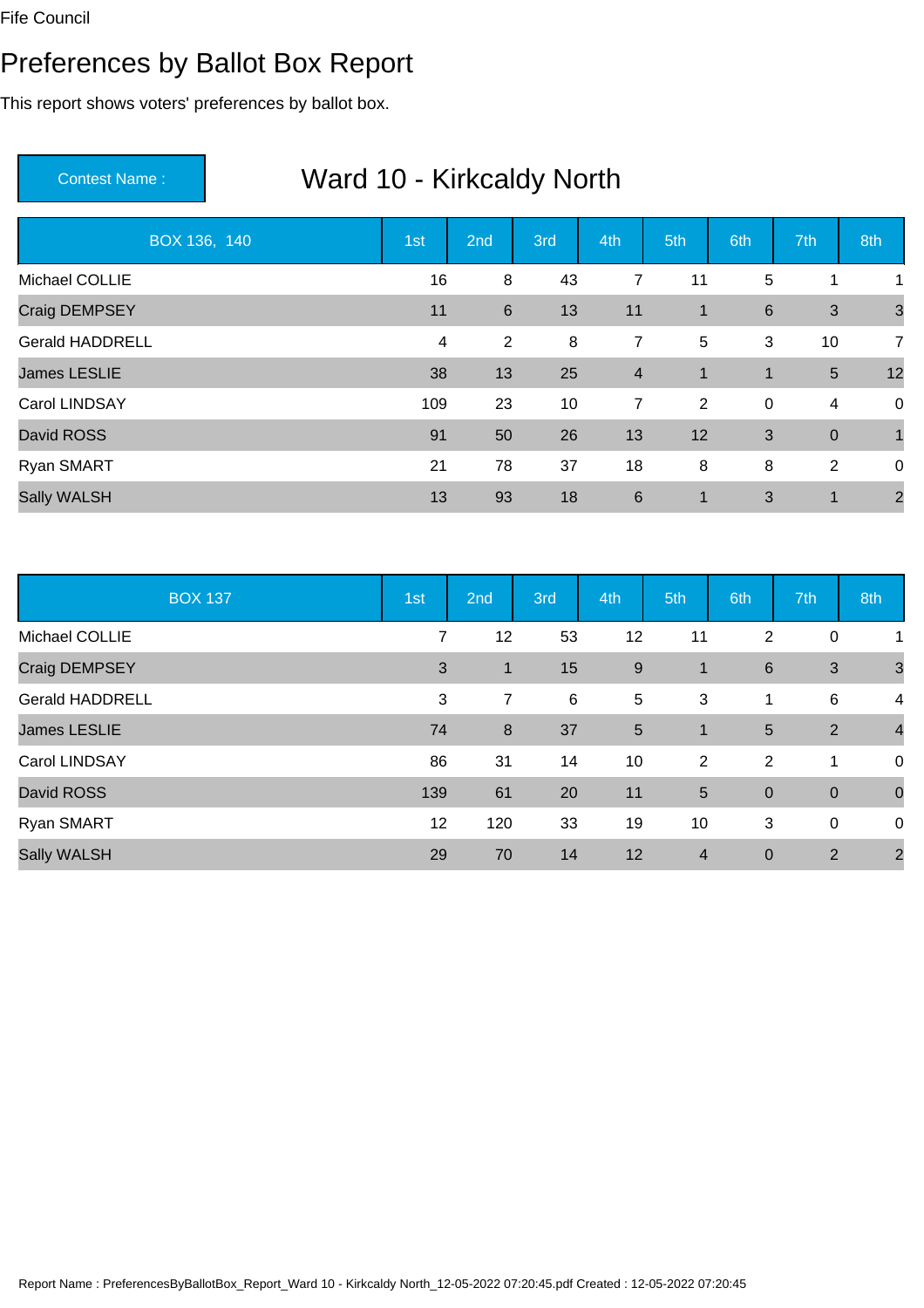Fife Council

# Preferences by Ballot Box Report

This report shows voters' preferences by ballot box.

**Contest Name :** Ward 10 - Kirkcaldy North

| BOX 136, 140 | 1st | 2nd | 3rd | 4th | 5th | 6th | 7th | 8th |
|---|---|---|---|---|---|---|---|---|
| Michael COLLIE | 16 | 8 | 43 | 7 | 11 | 5 | 1 | 1 |
| Craig DEMPSEY | 11 | 6 | 13 | 11 | 1 | 6 | 3 | 3 |
| Gerald HADDRELL | 4 | 2 | 8 | 7 | 5 | 3 | 10 | 7 |
| James LESLIE | 38 | 13 | 25 | 4 | 1 | 1 | 5 | 12 |
| Carol LINDSAY | 109 | 23 | 10 | 7 | 2 | 0 | 4 | 0 |
| David ROSS | 91 | 50 | 26 | 13 | 12 | 3 | 0 | 1 |
| Ryan SMART | 21 | 78 | 37 | 18 | 8 | 8 | 2 | 0 |
| Sally WALSH | 13 | 93 | 18 | 6 | 1 | 3 | 1 | 2 |

| BOX 137 | 1st | 2nd | 3rd | 4th | 5th | 6th | 7th | 8th |
|---|---|---|---|---|---|---|---|---|
| Michael COLLIE | 7 | 12 | 53 | 12 | 11 | 2 | 0 | 1 |
| Craig DEMPSEY | 3 | 1 | 15 | 9 | 1 | 6 | 3 | 3 |
| Gerald HADDRELL | 3 | 7 | 6 | 5 | 3 | 1 | 6 | 4 |
| James LESLIE | 74 | 8 | 37 | 5 | 1 | 5 | 2 | 4 |
| Carol LINDSAY | 86 | 31 | 14 | 10 | 2 | 2 | 1 | 0 |
| David ROSS | 139 | 61 | 20 | 11 | 5 | 0 | 0 | 0 |
| Ryan SMART | 12 | 120 | 33 | 19 | 10 | 3 | 0 | 0 |
| Sally WALSH | 29 | 70 | 14 | 12 | 4 | 0 | 2 | 2 |

Report Name : PreferencesByBallotBox_Report_Ward 10 - Kirkcaldy North_12-05-2022 07:20:45.pdf Created : 12-05-2022 07:20:45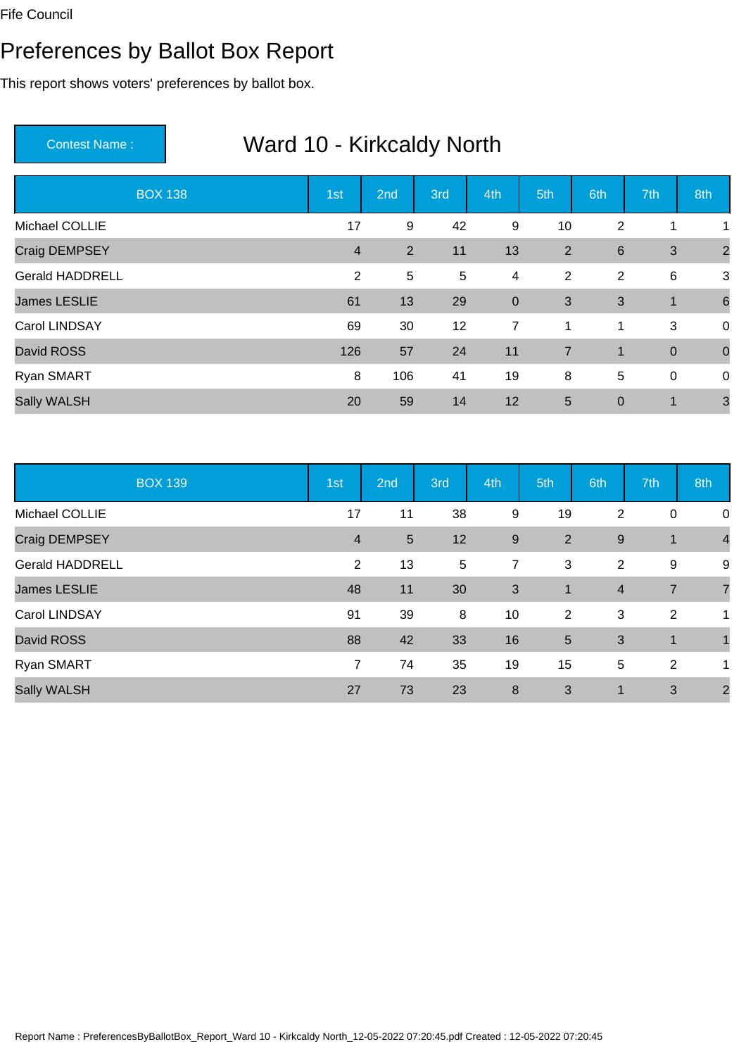Fife Council

# Preferences by Ballot Box Report

This report shows voters' preferences by ballot box.

**Contest Name :** Ward 10 - Kirkcaldy North

| BOX 138 | 1st | 2nd | 3rd | 4th | 5th | 6th | 7th | 8th |
|---|---|---|---|---|---|---|---|---|
| Michael COLLIE | 17 | 9 | 42 | 9 | 10 | 2 | 1 | 1 |
| Craig DEMPSEY | 4 | 2 | 11 | 13 | 2 | 6 | 3 | 2 |
| Gerald HADDRELL | 2 | 5 | 5 | 4 | 2 | 2 | 6 | 3 |
| James LESLIE | 61 | 13 | 29 | 0 | 3 | 3 | 1 | 6 |
| Carol LINDSAY | 69 | 30 | 12 | 7 | 1 | 1 | 3 | 0 |
| David ROSS | 126 | 57 | 24 | 11 | 7 | 1 | 0 | 0 |
| Ryan SMART | 8 | 106 | 41 | 19 | 8 | 5 | 0 | 0 |
| Sally WALSH | 20 | 59 | 14 | 12 | 5 | 0 | 1 | 3 |

| BOX 139 | 1st | 2nd | 3rd | 4th | 5th | 6th | 7th | 8th |
|---|---|---|---|---|---|---|---|---|
| Michael COLLIE | 17 | 11 | 38 | 9 | 19 | 2 | 0 | 0 |
| Craig DEMPSEY | 4 | 5 | 12 | 9 | 2 | 9 | 1 | 4 |
| Gerald HADDRELL | 2 | 13 | 5 | 7 | 3 | 2 | 9 | 9 |
| James LESLIE | 48 | 11 | 30 | 3 | 1 | 4 | 7 | 7 |
| Carol LINDSAY | 91 | 39 | 8 | 10 | 2 | 3 | 2 | 1 |
| David ROSS | 88 | 42 | 33 | 16 | 5 | 3 | 1 | 1 |
| Ryan SMART | 7 | 74 | 35 | 19 | 15 | 5 | 2 | 1 |
| Sally WALSH | 27 | 73 | 23 | 8 | 3 | 1 | 3 | 2 |

Report Name : PreferencesByBallotBox_Report_Ward 10 - Kirkcaldy North_12-05-2022 07:20:45.pdf Created : 12-05-2022 07:20:45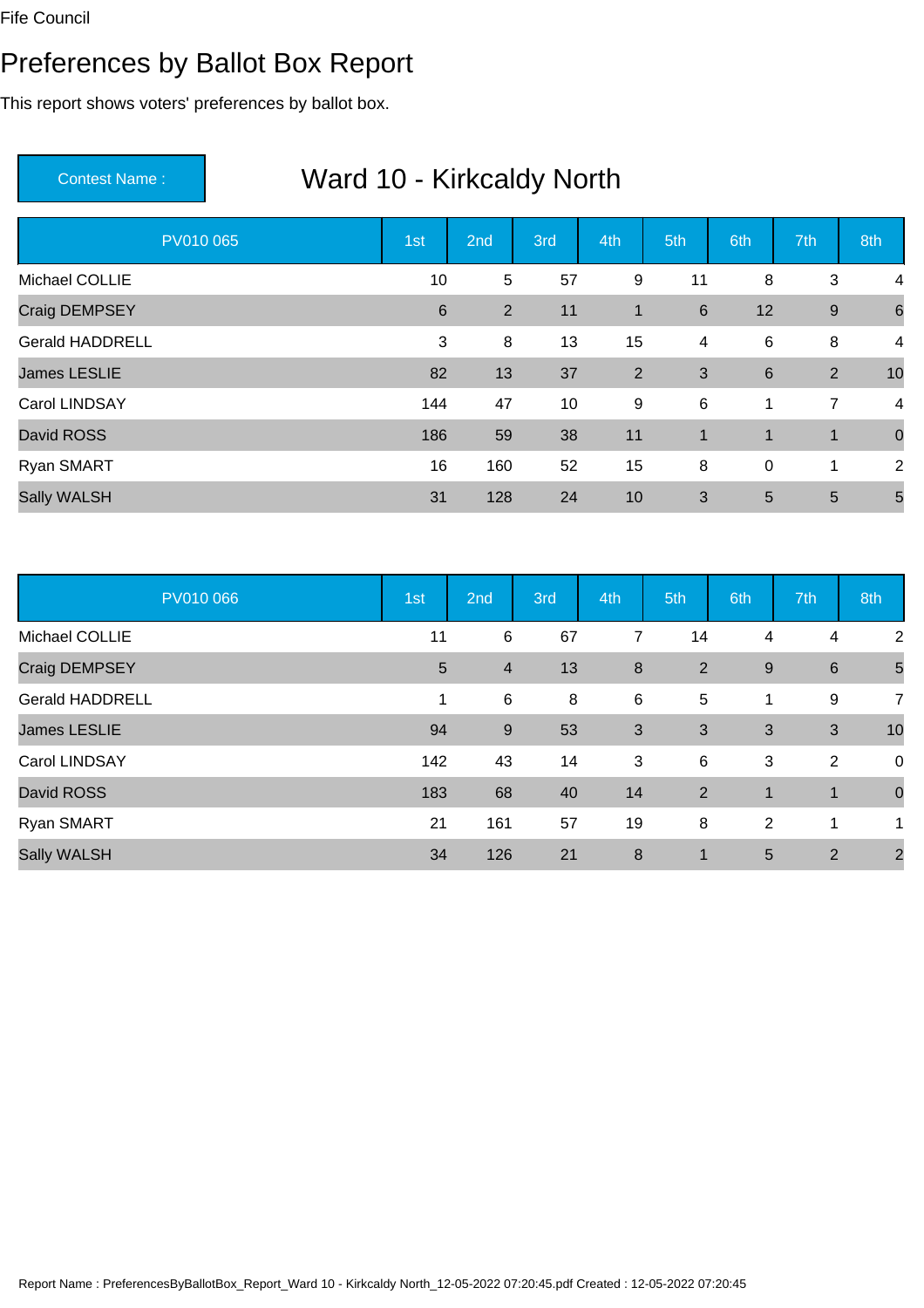Fife Council

# Preferences by Ballot Box Report

This report shows voters' preferences by ballot box.

| Contest Name : | Ward 10 - Kirkcaldy North |
|---|---|

| PV010 065 | 1st | 2nd | 3rd | 4th | 5th | 6th | 7th | 8th |
|---|---|---|---|---|---|---|---|---|
| Michael COLLIE | 10 | 5 | 57 | 9 | 11 | 8 | 3 | 4 |
| Craig DEMPSEY | 6 | 2 | 11 | 1 | 6 | 12 | 9 | 6 |
| Gerald HADDRELL | 3 | 8 | 13 | 15 | 4 | 6 | 8 | 4 |
| James LESLIE | 82 | 13 | 37 | 2 | 3 | 6 | 2 | 10 |
| Carol LINDSAY | 144 | 47 | 10 | 9 | 6 | 1 | 7 | 4 |
| David ROSS | 186 | 59 | 38 | 11 | 1 | 1 | 1 | 0 |
| Ryan SMART | 16 | 160 | 52 | 15 | 8 | 0 | 1 | 2 |
| Sally WALSH | 31 | 128 | 24 | 10 | 3 | 5 | 5 | 5 |

| PV010 066 | 1st | 2nd | 3rd | 4th | 5th | 6th | 7th | 8th |
|---|---|---|---|---|---|---|---|---|
| Michael COLLIE | 11 | 6 | 67 | 7 | 14 | 4 | 4 | 2 |
| Craig DEMPSEY | 5 | 4 | 13 | 8 | 2 | 9 | 6 | 5 |
| Gerald HADDRELL | 1 | 6 | 8 | 6 | 5 | 1 | 9 | 7 |
| James LESLIE | 94 | 9 | 53 | 3 | 3 | 3 | 3 | 10 |
| Carol LINDSAY | 142 | 43 | 14 | 3 | 6 | 3 | 2 | 0 |
| David ROSS | 183 | 68 | 40 | 14 | 2 | 1 | 1 | 0 |
| Ryan SMART | 21 | 161 | 57 | 19 | 8 | 2 | 1 | 1 |
| Sally WALSH | 34 | 126 | 21 | 8 | 1 | 5 | 2 | 2 |

Report Name : PreferencesByBallotBox_Report_Ward 10 - Kirkcaldy North_12-05-2022 07:20:45.pdf Created : 12-05-2022 07:20:45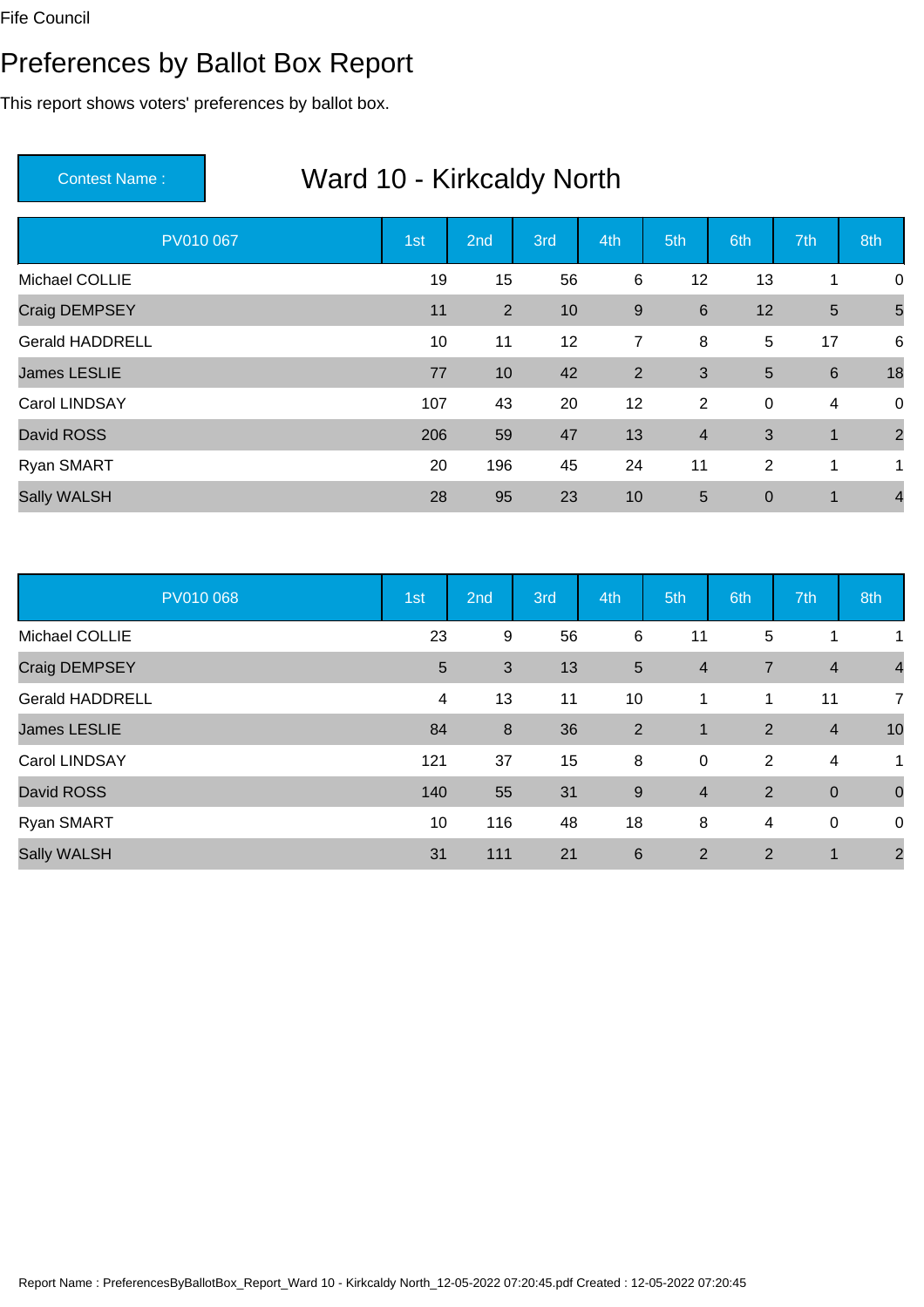Fife Council

# Preferences by Ballot Box Report

This report shows voters' preferences by ballot box.

| Contest Name : | Ward 10 - Kirkcaldy North |
|---|---|

| PV010 067 | 1st | 2nd | 3rd | 4th | 5th | 6th | 7th | 8th |
|---|---|---|---|---|---|---|---|---|
| Michael COLLIE | 19 | 15 | 56 | 6 | 12 | 13 | 1 | 0 |
| Craig DEMPSEY | 11 | 2 | 10 | 9 | 6 | 12 | 5 | 5 |
| Gerald HADDRELL | 10 | 11 | 12 | 7 | 8 | 5 | 17 | 6 |
| James LESLIE | 77 | 10 | 42 | 2 | 3 | 5 | 6 | 18 |
| Carol LINDSAY | 107 | 43 | 20 | 12 | 2 | 0 | 4 | 0 |
| David ROSS | 206 | 59 | 47 | 13 | 4 | 3 | 1 | 2 |
| Ryan SMART | 20 | 196 | 45 | 24 | 11 | 2 | 1 | 1 |
| Sally WALSH | 28 | 95 | 23 | 10 | 5 | 0 | 1 | 4 |

| PV010 068 | 1st | 2nd | 3rd | 4th | 5th | 6th | 7th | 8th |
|---|---|---|---|---|---|---|---|---|
| Michael COLLIE | 23 | 9 | 56 | 6 | 11 | 5 | 1 | 1 |
| Craig DEMPSEY | 5 | 3 | 13 | 5 | 4 | 7 | 4 | 4 |
| Gerald HADDRELL | 4 | 13 | 11 | 10 | 1 | 1 | 11 | 7 |
| James LESLIE | 84 | 8 | 36 | 2 | 1 | 2 | 4 | 10 |
| Carol LINDSAY | 121 | 37 | 15 | 8 | 0 | 2 | 4 | 1 |
| David ROSS | 140 | 55 | 31 | 9 | 4 | 2 | 0 | 0 |
| Ryan SMART | 10 | 116 | 48 | 18 | 8 | 4 | 0 | 0 |
| Sally WALSH | 31 | 111 | 21 | 6 | 2 | 2 | 1 | 2 |

Report Name : PreferencesByBallotBox_Report_Ward 10 - Kirkcaldy North_12-05-2022 07:20:45.pdf Created : 12-05-2022 07:20:45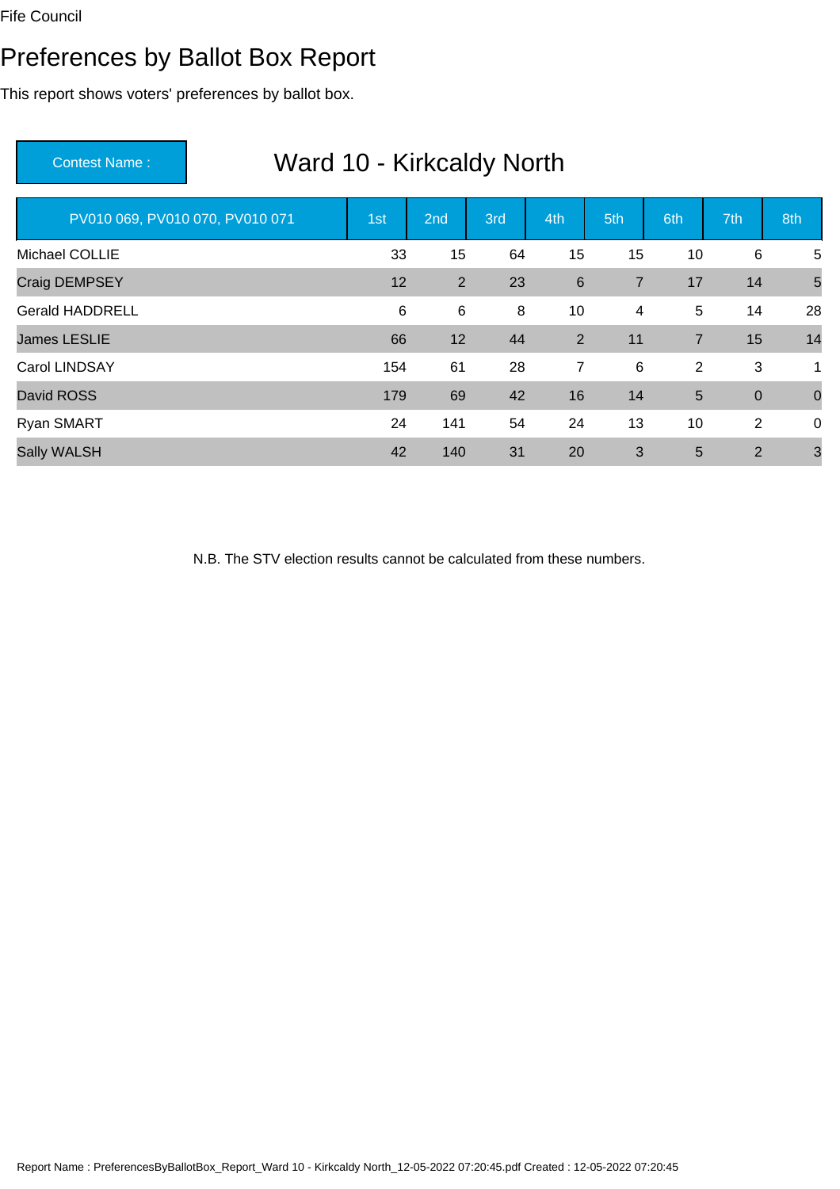Fife Council

# Preferences by Ballot Box Report

This report shows voters' preferences by ballot box.

| Contest Name : | Ward 10 - Kirkcaldy North |
|---|---|

| PV010 069, PV010 070, PV010 071 | 1st | 2nd | 3rd | 4th | 5th | 6th | 7th | 8th |
|---|---|---|---|---|---|---|---|---|
| Michael COLLIE | 33 | 15 | 64 | 15 | 15 | 10 | 6 | 5 |
| Craig DEMPSEY | 12 | 2 | 23 | 6 | 7 | 17 | 14 | 5 |
| Gerald HADDRELL | 6 | 6 | 8 | 10 | 4 | 5 | 14 | 28 |
| James LESLIE | 66 | 12 | 44 | 2 | 11 | 7 | 15 | 14 |
| Carol LINDSAY | 154 | 61 | 28 | 7 | 6 | 2 | 3 | 1 |
| David ROSS | 179 | 69 | 42 | 16 | 14 | 5 | 0 | 0 |
| Ryan SMART | 24 | 141 | 54 | 24 | 13 | 10 | 2 | 0 |
| Sally WALSH | 42 | 140 | 31 | 20 | 3 | 5 | 2 | 3 |

N.B. The STV election results cannot be calculated from these numbers.

Report Name : PreferencesByBallotBox_Report_Ward 10 - Kirkcaldy North_12-05-2022 07:20:45.pdf Created : 12-05-2022 07:20:45